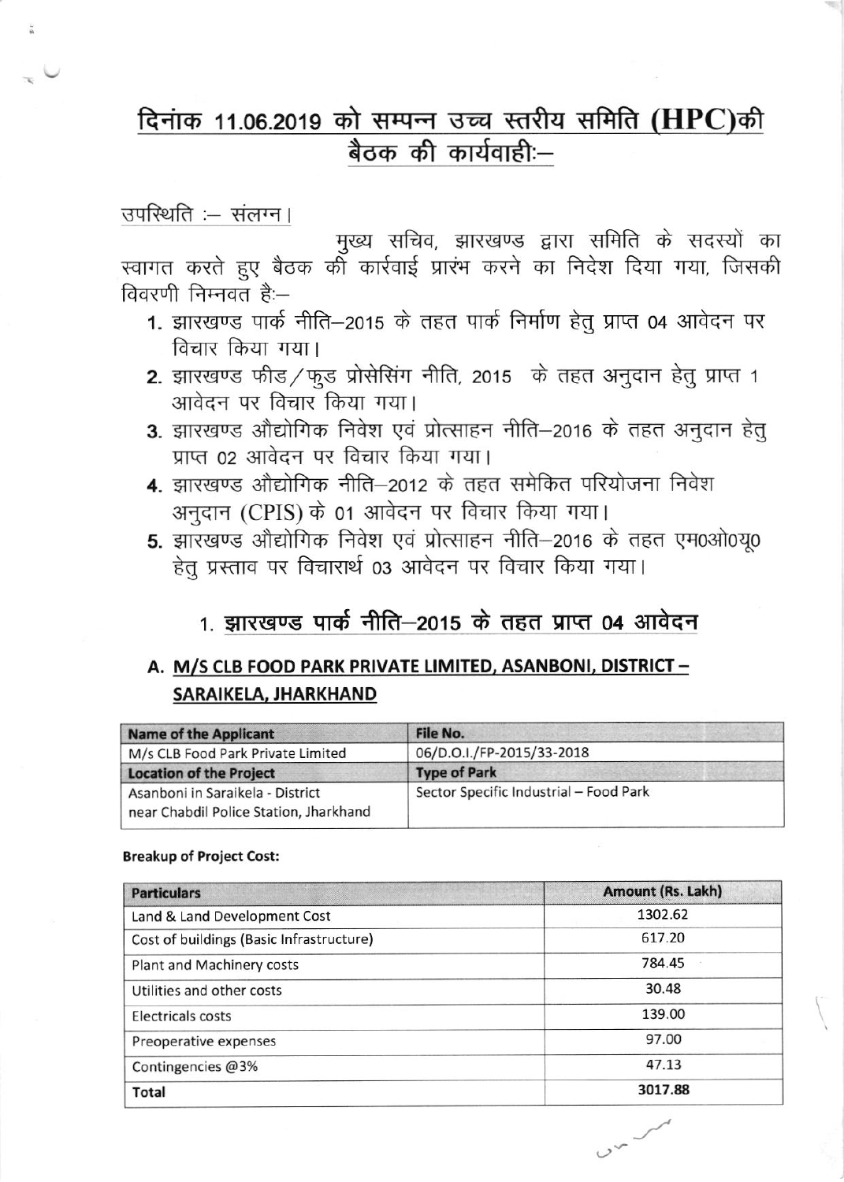# दिनांक 11.06.2019 को सम्पन्न उच्च स्तरीय समिति (HPC)की बैठक की कार्यवाही:–

उपस्थिति :– संलग्न।

मुख्य सचिव, झारखण्ड द्वारा समिति के सदस्यों का स्वागत करते हुए बैठक की कार्वाई प्रारंभ करने का निदेश दिया गया, जिसकी विवरणी निम्नवत है:–

1. झारखण्ड पार्क नीति–2015 के तहत पार्क निर्माण हेतु प्राप्त 04 आवेदन पर विचार किया गया।
2. झारखण्ड फीड/फुड प्रोसेसिंग नीति, 2015 के तहत अनुदान हेतु प्राप्त 1 आवेदन पर विचार किया गया।
3. झारखण्ड औद्योगिक निवेश एवं प्रोत्साहन नीति–2016 के तहत अनुदान हेतु प्राप्त 02 आवेदन पर विचार किया गया।
4. झारखण्ड औद्योगिक नीति–2012 के तहत समेकित परियोजना निवेश अनुदान (CPIS) के 01 आवेदन पर विचार किया गया।
5. झारखण्ड औद्योगिक निवेश एवं प्रोत्साहन नीति–2016 के तहत एम0ओ0यू0 हेतु प्रस्ताव पर विचारार्थ 03 आवेदन पर विचार किया गया।

## 1. झारखण्ड पार्क नीति–2015 के तहत प्राप्त 04 आवेदन

### A. M/S CLB FOOD PARK PRIVATE LIMITED, ASANBONI, DISTRICT – SARAIKELA, JHARKHAND

| Name of the Applicant | File No. |
|---|---|
| M/s CLB Food Park Private Limited | 06/D.O.I./FP-2015/33-2018 |
| **Location of the Project** | **Type of Park** |
| Asanboni in Saraikela - District near Chabdil Police Station, Jharkhand | Sector Specific Industrial – Food Park |

**Breakup of Project Cost:**

| Particulars | Amount (Rs. Lakh) |
|---|---|
| Land & Land Development Cost | 1302.62 |
| Cost of buildings (Basic Infrastructure) | 617.20 |
| Plant and Machinery costs | 784.45 |
| Utilities and other costs | 30.48 |
| Electricals costs | 139.00 |
| Preoperative expenses | 97.00 |
| Contingencies @3% | 47.13 |
| Total | 3017.88 |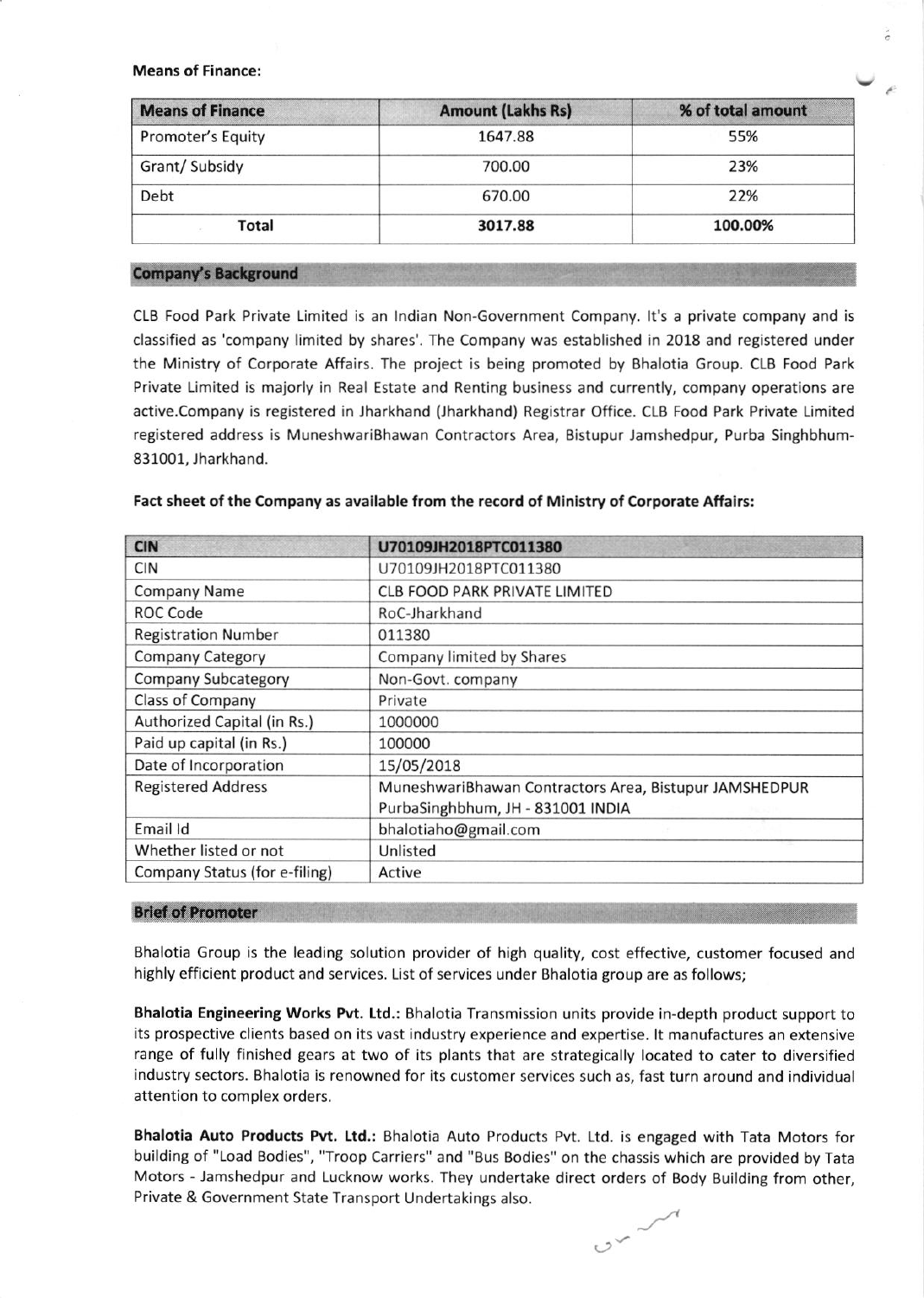**Means of Finance:**

| Means of Finance | Amount (Lakhs Rs) | % of total amount |
|---|---|---|
| Promoter's Equity | 1647.88 | 55% |
| Grant/ Subsidy | 700.00 | 23% |
| Debt | 670.00 | 22% |
| **Total** | **3017.88** | **100.00%** |

## Company's Background

CLB Food Park Private Limited is an Indian Non-Government Company. It's a private company and is classified as 'company limited by shares'. The Company was established in 2018 and registered under the Ministry of Corporate Affairs. The project is being promoted by Bhalotia Group. CLB Food Park Private Limited is majorly in Real Estate and Renting business and currently, company operations are active.Company is registered in Jharkhand (Jharkhand) Registrar Office. CLB Food Park Private Limited registered address is MuneshwariBhawan Contractors Area, Bistupur Jamshedpur, Purba Singhbhum-831001, Jharkhand.

**Fact sheet of the Company as available from the record of Ministry of Corporate Affairs:**

| CIN | U70109JH2018PTC011380 |
|---|---|
| CIN | U70109JH2018PTC011380 |
| Company Name | CLB FOOD PARK PRIVATE LIMITED |
| ROC Code | RoC-Jharkhand |
| Registration Number | 011380 |
| Company Category | Company limited by Shares |
| Company Subcategory | Non-Govt. company |
| Class of Company | Private |
| Authorized Capital (in Rs.) | 1000000 |
| Paid up capital (in Rs.) | 100000 |
| Date of Incorporation | 15/05/2018 |
| Registered Address | MuneshwariBhawan Contractors Area, Bistupur JAMSHEDPUR PurbaSinghbhum, JH - 831001 INDIA |
| Email Id | bhalotiaho@gmail.com |
| Whether listed or not | Unlisted |
| Company Status (for e-filing) | Active |

## Brief of Promoter

Bhalotia Group is the leading solution provider of high quality, cost effective, customer focused and highly efficient product and services. List of services under Bhalotia group are as follows;

**Bhalotia Engineering Works Pvt. Ltd.:** Bhalotia Transmission units provide in-depth product support to its prospective clients based on its vast industry experience and expertise. It manufactures an extensive range of fully finished gears at two of its plants that are strategically located to cater to diversified industry sectors. Bhalotia is renowned for its customer services such as, fast turn around and individual attention to complex orders.

**Bhalotia Auto Products Pvt. Ltd.:** Bhalotia Auto Products Pvt. Ltd. is engaged with Tata Motors for building of "Load Bodies", "Troop Carriers" and "Bus Bodies" on the chassis which are provided by Tata Motors - Jamshedpur and Lucknow works. They undertake direct orders of Body Building from other, Private & Government State Transport Undertakings also.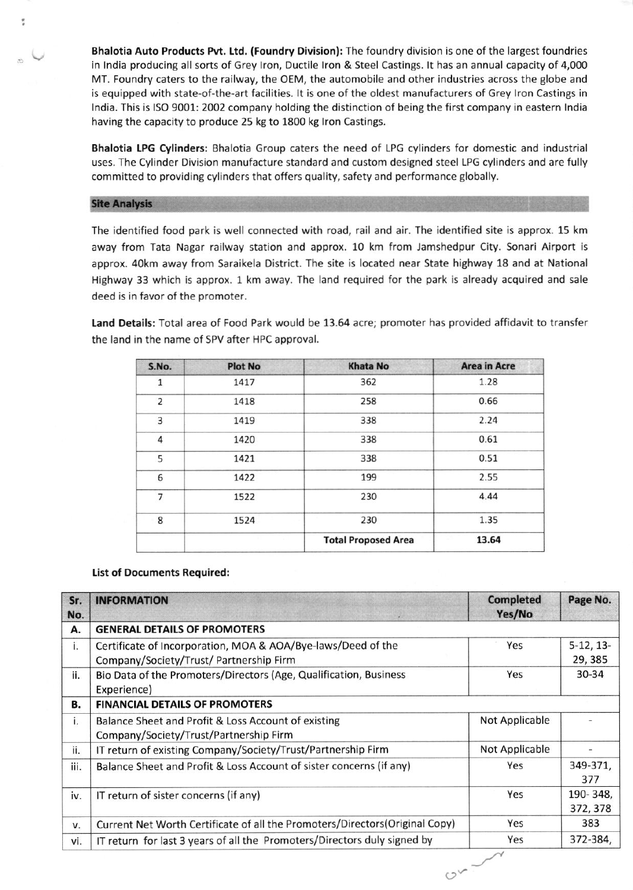**Bhalotia Auto Products Pvt. Ltd. (Foundry Division):** The foundry division is one of the largest foundries in India producing all sorts of Grey Iron, Ductile Iron & Steel Castings. It has an annual capacity of 4,000 MT. Foundry caters to the railway, the OEM, the automobile and other industries across the globe and is equipped with state-of-the-art facilities. It is one of the oldest manufacturers of Grey Iron Castings in India. This is ISO 9001: 2002 company holding the distinction of being the first company in eastern India having the capacity to produce 25 kg to 1800 kg Iron Castings.

**Bhalotia LPG Cylinders:** Bhalotia Group caters the need of LPG cylinders for domestic and industrial uses. The Cylinder Division manufacture standard and custom designed steel LPG cylinders and are fully committed to providing cylinders that offers quality, safety and performance globally.

## Site Analysis

The identified food park is well connected with road, rail and air. The identified site is approx. 15 km away from Tata Nagar railway station and approx. 10 km from Jamshedpur City. Sonari Airport is approx. 40km away from Saraikela District. The site is located near State highway 18 and at National Highway 33 which is approx. 1 km away. The land required for the park is already acquired and sale deed is in favor of the promoter.

**Land Details:** Total area of Food Park would be 13.64 acre; promoter has provided affidavit to transfer the land in the name of SPV after HPC approval.

| S.No. | Plot No | Khata No | Area in Acre |
|---|---|---|---|
| 1 | 1417 | 362 | 1.28 |
| 2 | 1418 | 258 | 0.66 |
| 3 | 1419 | 338 | 2.24 |
| 4 | 1420 | 338 | 0.61 |
| 5 | 1421 | 338 | 0.51 |
| 6 | 1422 | 199 | 2.55 |
| 7 | 1522 | 230 | 4.44 |
| 8 | 1524 | 230 | 1.35 |
| | | **Total Proposed Area** | **13.64** |

**List of Documents Required:**

| Sr. No. | INFORMATION | Completed Yes/No | Page No. |
|---|---|---|---|
| **A.** | **GENERAL DETAILS OF PROMOTERS** | | |
| i. | Certificate of Incorporation, MOA & AOA/Bye-laws/Deed of the Company/Society/Trust/ Partnership Firm | Yes | 5-12, 13-29, 385 |
| ii. | Bio Data of the Promoters/Directors (Age, Qualification, Business Experience) | Yes | 30-34 |
| **B.** | **FINANCIAL DETAILS OF PROMOTERS** | | |
| i. | Balance Sheet and Profit & Loss Account of existing Company/Society/Trust/Partnership Firm | Not Applicable | - |
| ii. | IT return of existing Company/Society/Trust/Partnership Firm | Not Applicable | - |
| iii. | Balance Sheet and Profit & Loss Account of sister concerns (if any) | Yes | 349-371, 377 |
| iv. | IT return of sister concerns (if any) | Yes | 190- 348, 372, 378 |
| v. | Current Net Worth Certificate of all the Promoters/Directors(Original Copy) | Yes | 383 |
| vi. | IT return for last 3 years of all the Promoters/Directors duly signed by | Yes | 372-384, |